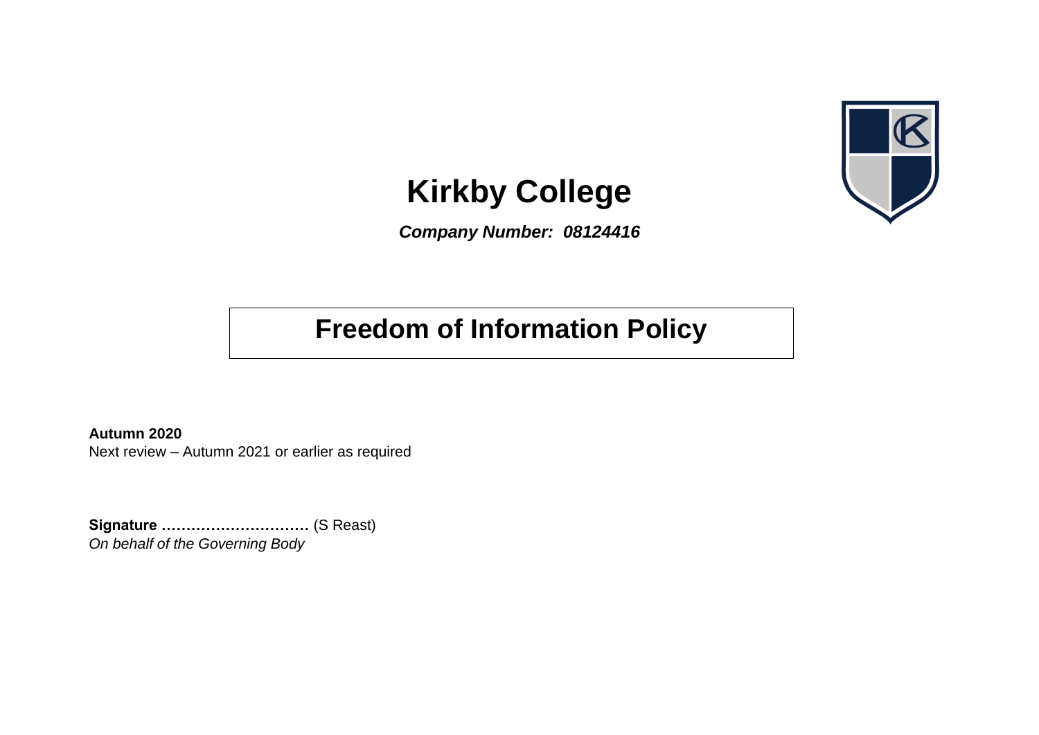# Kirkby College

***Company Number: 08124416***

## Freedom of Information Policy

**Autumn 2020**
Next review – Autumn 2021 or earlier as required

**Signature …………………………** (S Reast)
*On behalf of the Governing Body*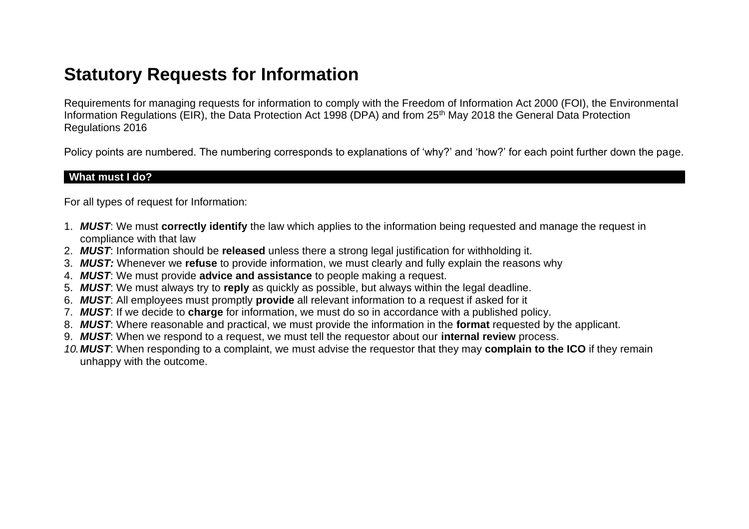# Statutory Requests for Information

Requirements for managing requests for information to comply with the Freedom of Information Act 2000 (FOI), the Environmental Information Regulations (EIR), the Data Protection Act 1998 (DPA) and from 25th May 2018 the General Data Protection Regulations 2016

Policy points are numbered. The numbering corresponds to explanations of 'why?' and 'how?' for each point further down the page.

## What must I do?

For all types of request for Information:

1. ***MUST***: We must **correctly identify** the law which applies to the information being requested and manage the request in compliance with that law
2. ***MUST***: Information should be **released** unless there a strong legal justification for withholding it.
3. ***MUST:*** Whenever we **refuse** to provide information, we must clearly and fully explain the reasons why
4. ***MUST***: We must provide **advice and assistance** to people making a request.
5. ***MUST***: We must always try to **reply** as quickly as possible, but always within the legal deadline.
6. ***MUST***: All employees must promptly **provide** all relevant information to a request if asked for it
7. ***MUST***: If we decide to **charge** for information, we must do so in accordance with a published policy.
8. ***MUST***: Where reasonable and practical, we must provide the information in the **format** requested by the applicant.
9. ***MUST***: When we respond to a request, we must tell the requestor about our **internal review** process.
10. ***MUST***: When responding to a complaint, we must advise the requestor that they may **complain to the ICO** if they remain unhappy with the outcome.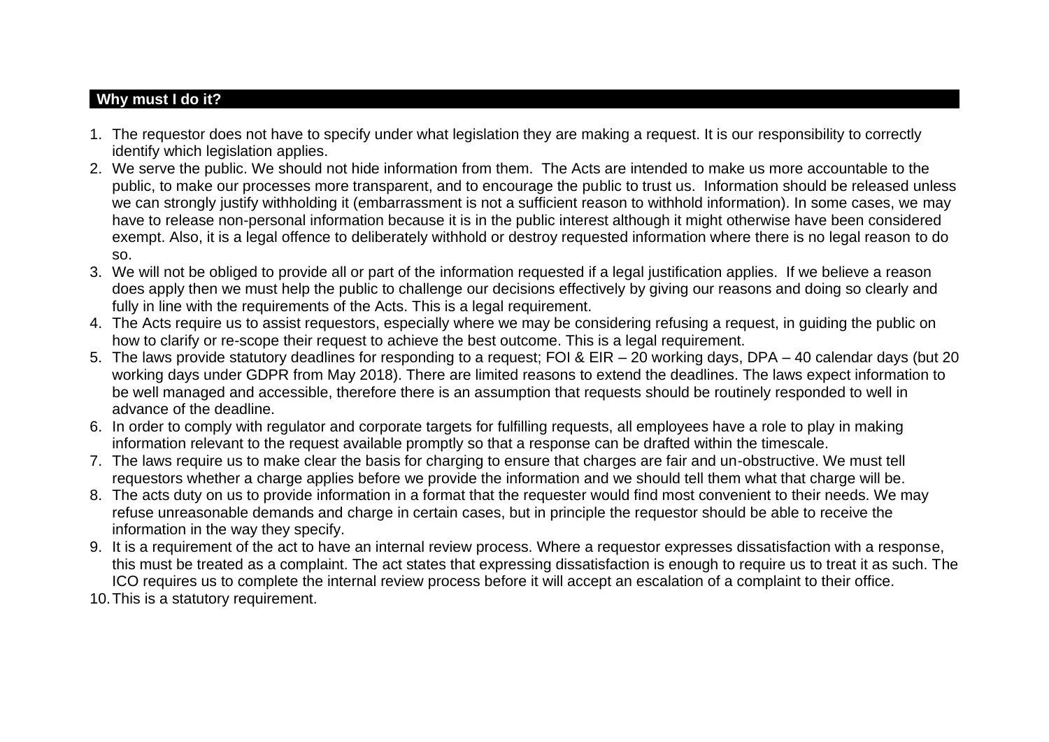## Why must I do it?

1. The requestor does not have to specify under what legislation they are making a request. It is our responsibility to correctly identify which legislation applies.
2. We serve the public. We should not hide information from them. The Acts are intended to make us more accountable to the public, to make our processes more transparent, and to encourage the public to trust us. Information should be released unless we can strongly justify withholding it (embarrassment is not a sufficient reason to withhold information). In some cases, we may have to release non-personal information because it is in the public interest although it might otherwise have been considered exempt. Also, it is a legal offence to deliberately withhold or destroy requested information where there is no legal reason to do so.
3. We will not be obliged to provide all or part of the information requested if a legal justification applies. If we believe a reason does apply then we must help the public to challenge our decisions effectively by giving our reasons and doing so clearly and fully in line with the requirements of the Acts. This is a legal requirement.
4. The Acts require us to assist requestors, especially where we may be considering refusing a request, in guiding the public on how to clarify or re-scope their request to achieve the best outcome. This is a legal requirement.
5. The laws provide statutory deadlines for responding to a request; FOI & EIR – 20 working days, DPA – 40 calendar days (but 20 working days under GDPR from May 2018). There are limited reasons to extend the deadlines. The laws expect information to be well managed and accessible, therefore there is an assumption that requests should be routinely responded to well in advance of the deadline.
6. In order to comply with regulator and corporate targets for fulfilling requests, all employees have a role to play in making information relevant to the request available promptly so that a response can be drafted within the timescale.
7. The laws require us to make clear the basis for charging to ensure that charges are fair and un-obstructive. We must tell requestors whether a charge applies before we provide the information and we should tell them what that charge will be.
8. The acts duty on us to provide information in a format that the requester would find most convenient to their needs. We may refuse unreasonable demands and charge in certain cases, but in principle the requestor should be able to receive the information in the way they specify.
9. It is a requirement of the act to have an internal review process. Where a requestor expresses dissatisfaction with a response, this must be treated as a complaint. The act states that expressing dissatisfaction is enough to require us to treat it as such. The ICO requires us to complete the internal review process before it will accept an escalation of a complaint to their office.
10. This is a statutory requirement.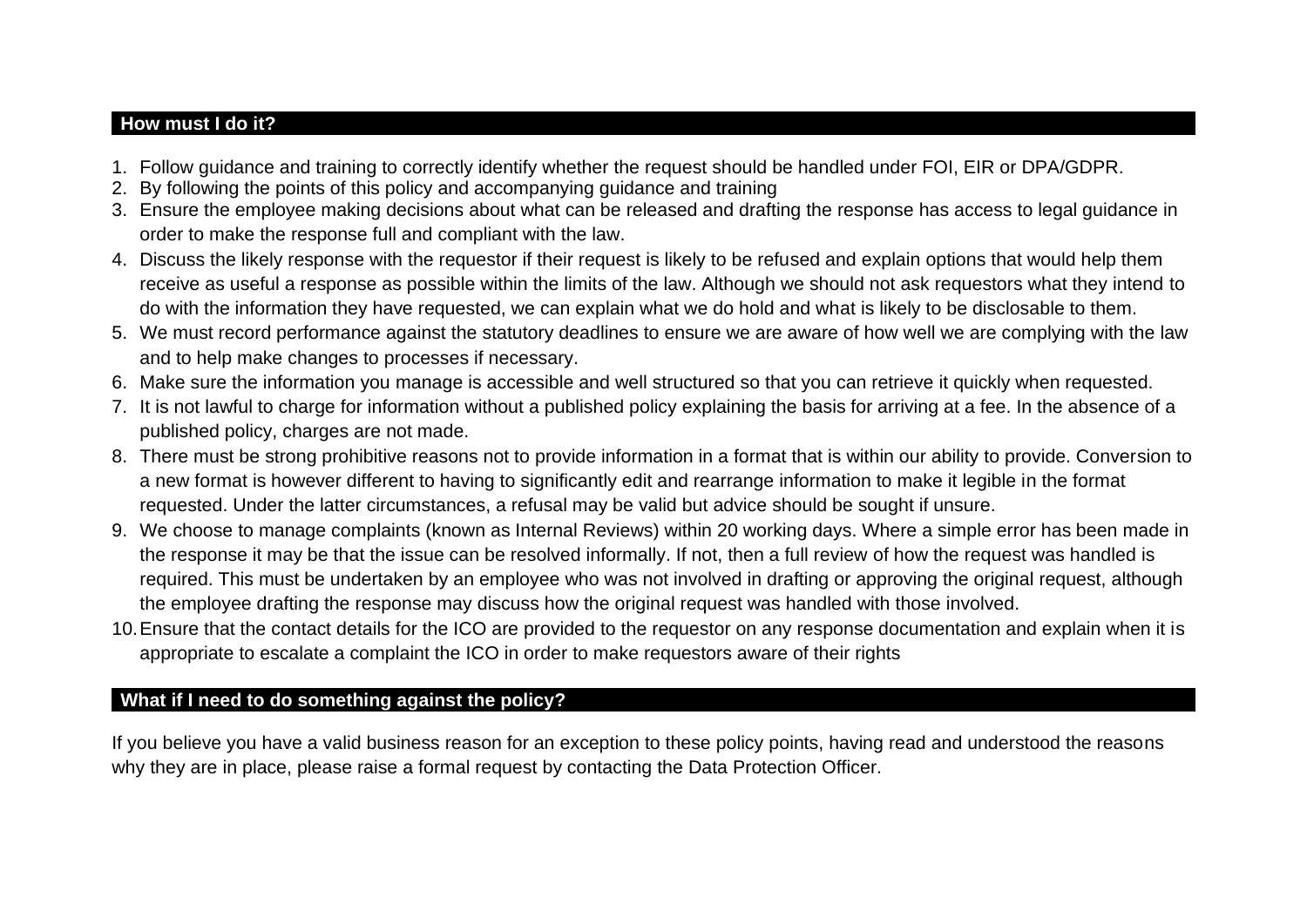## How must I do it?

1. Follow guidance and training to correctly identify whether the request should be handled under FOI, EIR or DPA/GDPR.
2. By following the points of this policy and accompanying guidance and training
3. Ensure the employee making decisions about what can be released and drafting the response has access to legal guidance in order to make the response full and compliant with the law.
4. Discuss the likely response with the requestor if their request is likely to be refused and explain options that would help them receive as useful a response as possible within the limits of the law. Although we should not ask requestors what they intend to do with the information they have requested, we can explain what we do hold and what is likely to be disclosable to them.
5. We must record performance against the statutory deadlines to ensure we are aware of how well we are complying with the law and to help make changes to processes if necessary.
6. Make sure the information you manage is accessible and well structured so that you can retrieve it quickly when requested.
7. It is not lawful to charge for information without a published policy explaining the basis for arriving at a fee. In the absence of a published policy, charges are not made.
8. There must be strong prohibitive reasons not to provide information in a format that is within our ability to provide. Conversion to a new format is however different to having to significantly edit and rearrange information to make it legible in the format requested. Under the latter circumstances, a refusal may be valid but advice should be sought if unsure.
9. We choose to manage complaints (known as Internal Reviews) within 20 working days. Where a simple error has been made in the response it may be that the issue can be resolved informally. If not, then a full review of how the request was handled is required. This must be undertaken by an employee who was not involved in drafting or approving the original request, although the employee drafting the response may discuss how the original request was handled with those involved.
10. Ensure that the contact details for the ICO are provided to the requestor on any response documentation and explain when it is appropriate to escalate a complaint the ICO in order to make requestors aware of their rights

## What if I need to do something against the policy?

If you believe you have a valid business reason for an exception to these policy points, having read and understood the reasons why they are in place, please raise a formal request by contacting the Data Protection Officer.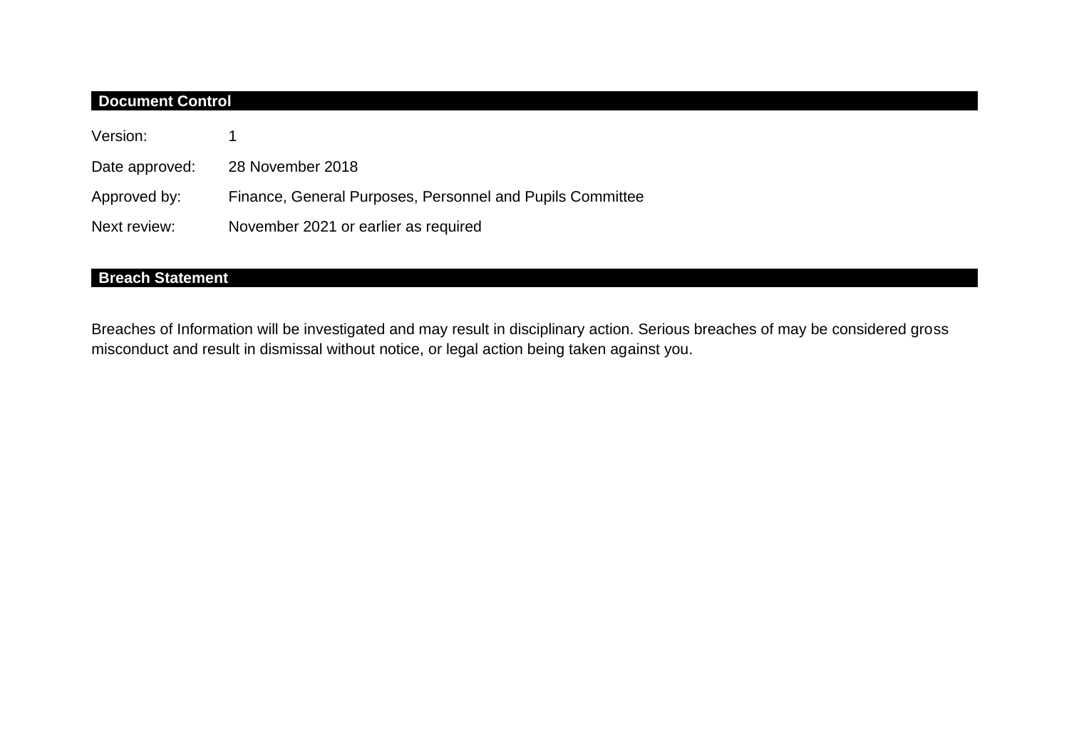## Document Control

| | |
|---|---|
| Version: | 1 |
| Date approved: | 28 November 2018 |
| Approved by: | Finance, General Purposes, Personnel and Pupils Committee |
| Next review: | November 2021 or earlier as required |

## Breach Statement

Breaches of Information will be investigated and may result in disciplinary action. Serious breaches of may be considered gross misconduct and result in dismissal without notice, or legal action being taken against you.